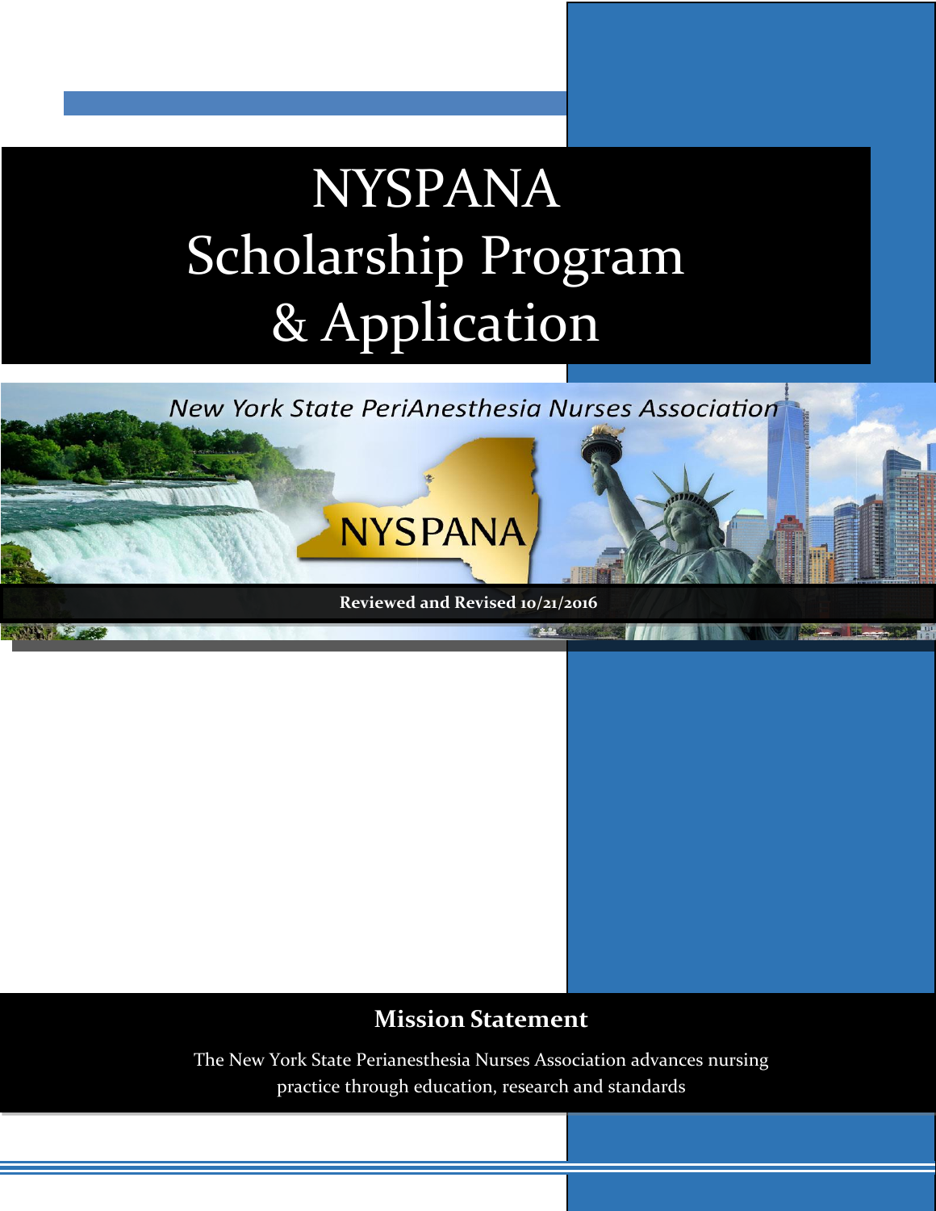# NYSPANA Scholarship Program & Application

*New York State PeriAnesthesia Nurses Association*

NYSPANA

**Reviewed and Revised 10/21/2016**

## Mission Statement

The New York State Perianesthesia Nurses Association advances nursing practice through education, research and standards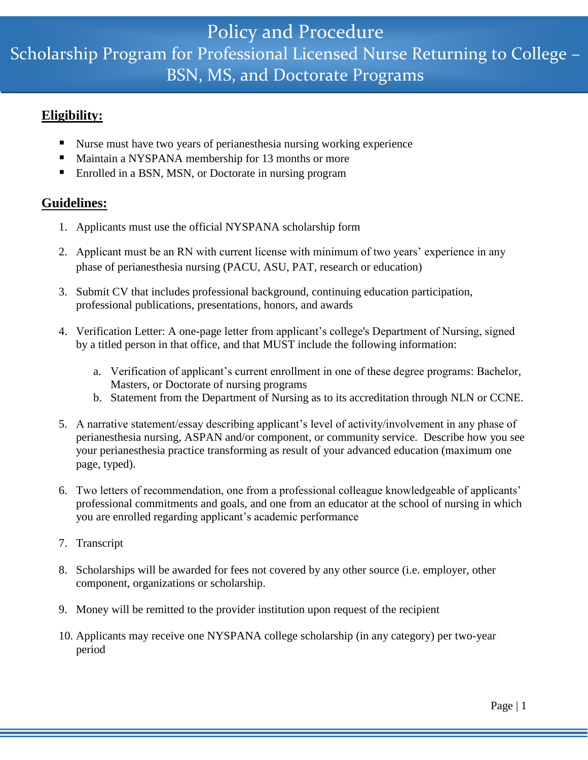# Policy and Procedure

## Scholarship Program for Professional Licensed Nurse Returning to College – BSN, MS, and Doctorate Programs

**Eligibility:**

- Nurse must have two years of perianesthesia nursing working experience
- Maintain a NYSPANA membership for 13 months or more
- Enrolled in a BSN, MSN, or Doctorate in nursing program

**Guidelines:**

1. Applicants must use the official NYSPANA scholarship form
2. Applicant must be an RN with current license with minimum of two years' experience in any phase of perianesthesia nursing (PACU, ASU, PAT, research or education)
3. Submit CV that includes professional background, continuing education participation, professional publications, presentations, honors, and awards
4. Verification Letter: A one-page letter from applicant's college's Department of Nursing, signed by a titled person in that office, and that MUST include the following information:
   a. Verification of applicant's current enrollment in one of these degree programs: Bachelor, Masters, or Doctorate of nursing programs
   b. Statement from the Department of Nursing as to its accreditation through NLN or CCNE.
5. A narrative statement/essay describing applicant's level of activity/involvement in any phase of perianesthesia nursing, ASPAN and/or component, or community service. Describe how you see your perianesthesia practice transforming as result of your advanced education (maximum one page, typed).
6. Two letters of recommendation, one from a professional colleague knowledgeable of applicants' professional commitments and goals, and one from an educator at the school of nursing in which you are enrolled regarding applicant's academic performance
7. Transcript
8. Scholarships will be awarded for fees not covered by any other source (i.e. employer, other component, organizations or scholarship.
9. Money will be remitted to the provider institution upon request of the recipient
10. Applicants may receive one NYSPANA college scholarship (in any category) per two-year period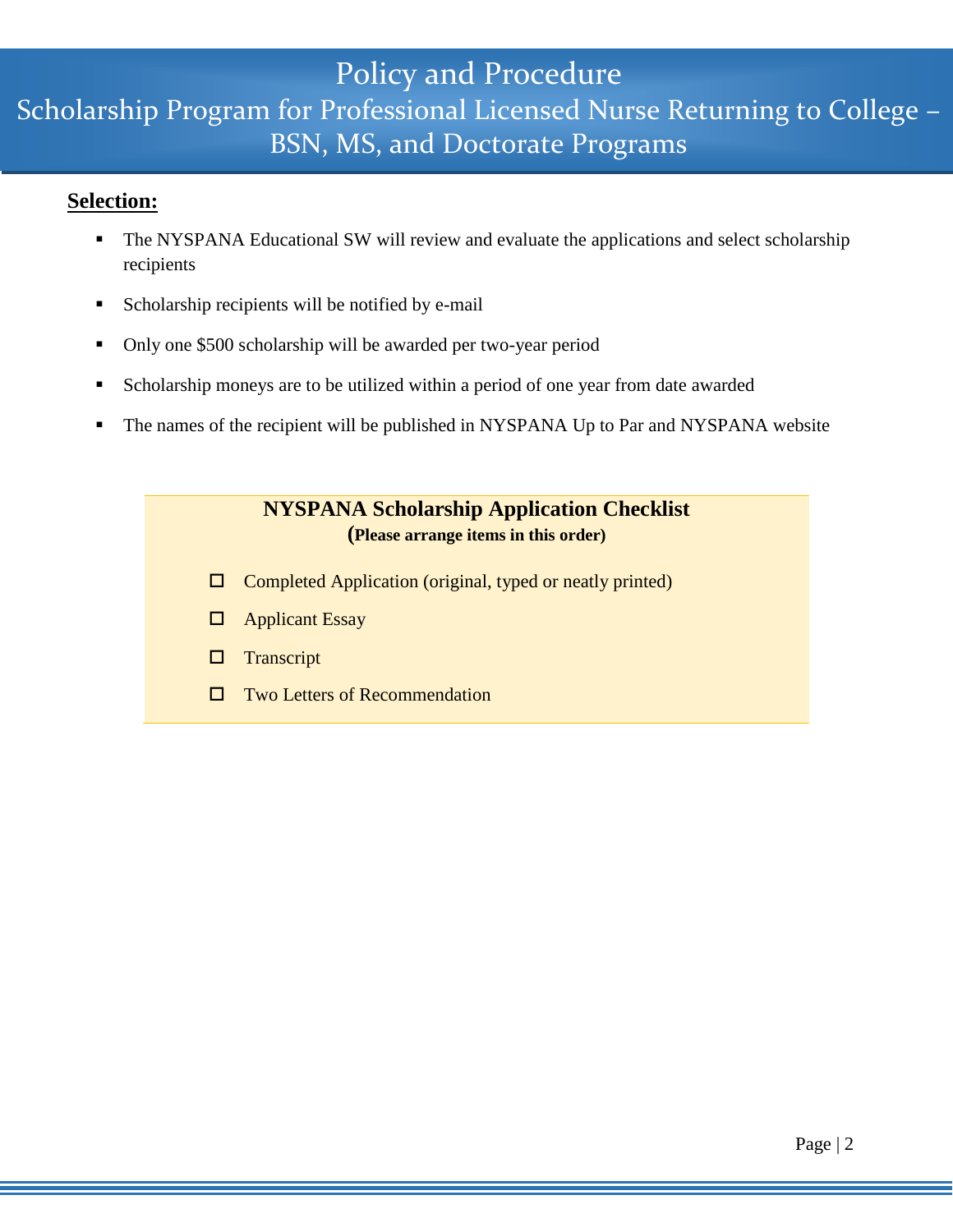# Policy and Procedure

## Scholarship Program for Professional Licensed Nurse Returning to College – BSN, MS, and Doctorate Programs

**Selection:**

- The NYSPANA Educational SW will review and evaluate the applications and select scholarship recipients
- Scholarship recipients will be notified by e-mail
- Only one $500 scholarship will be awarded per two-year period
- Scholarship moneys are to be utilized within a period of one year from date awarded
- The names of the recipient will be published in NYSPANA Up to Par and NYSPANA website

**NYSPANA Scholarship Application Checklist**

**(Please arrange items in this order)**

- ☐ Completed Application (original, typed or neatly printed)
- ☐ Applicant Essay
- ☐ Transcript
- ☐ Two Letters of Recommendation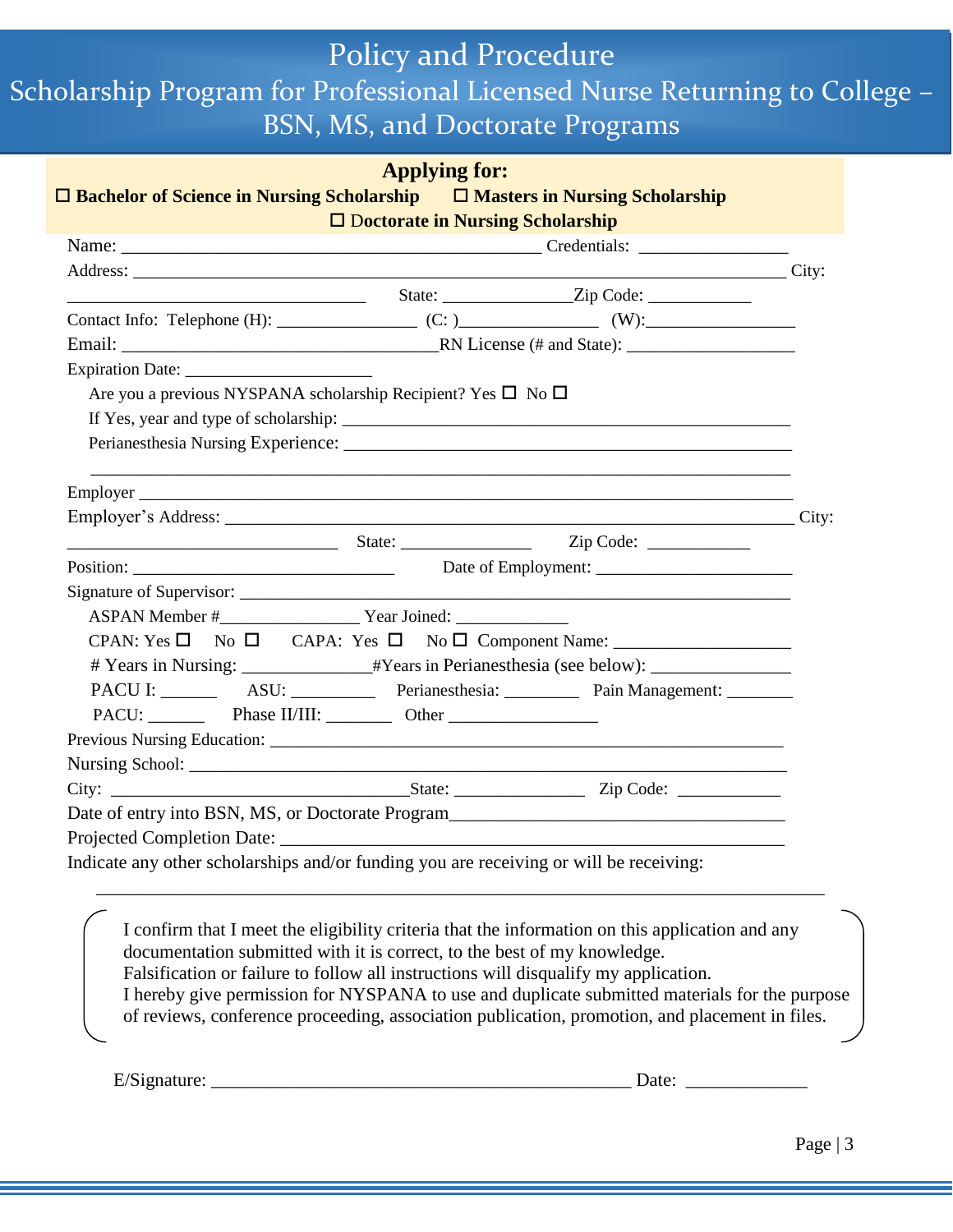# Policy and Procedure

## Scholarship Program for Professional Licensed Nurse Returning to College – BSN, MS, and Doctorate Programs

**Applying for:**

☐ **Bachelor of Science in Nursing Scholarship** ☐ **Masters in Nursing Scholarship**

☐ **Doctorate in Nursing Scholarship**

Name: ______________________________________________ Credentials: ________________

Address: _________________________________________________________________________ City:

________________________________ State: ______________Zip Code: ___________

Contact Info: Telephone (H): _______________ (C: )_______________ (W):________________

Email: ___________________________________RN License (# and State): __________________

Expiration Date: ____________________

Are you a previous NYSPANA scholarship Recipient? Yes ☐ No ☐

If Yes, year and type of scholarship: ____________________________________________________

Perianesthesia Nursing Experience: _____________________________________________________

_____________________________________________________________________________

Employer _______________________________________________________________________

Employer's Address: _____________________________________________________________ City:

______________________________ State: ______________ Zip Code: ___________

Position: ____________________________ Date of Employment: _____________________

Signature of Supervisor: __________________________________________________________

ASPAN Member #_______________ Year Joined: ____________

CPAN: Yes ☐ No ☐ CAPA: Yes ☐ No ☐ Component Name: ___________________

# Years in Nursing: _____________#Years in Perianesthesia (see below): _______________

PACU I: ______ ASU: _________ Perianesthesia: ________ Pain Management: _______

PACU: ______ Phase II/III: _______ Other ________________

Previous Nursing Education: _________________________________________________________

Nursing School: _________________________________________________________________

City: ________________________________State: ______________ Zip Code: ___________

Date of entry into BSN, MS, or Doctorate Program____________________________________

Projected Completion Date: ________________________________________________________

Indicate any other scholarships and/or funding you are receiving or will be receiving:

_____________________________________________________________________________

I confirm that I meet the eligibility criteria that the information on this application and any documentation submitted with it is correct, to the best of my knowledge.
Falsification or failure to follow all instructions will disqualify my application.
I hereby give permission for NYSPANA to use and duplicate submitted materials for the purpose of reviews, conference proceeding, association publication, promotion, and placement in files.

E/Signature: ____________________________________________ Date: _____________